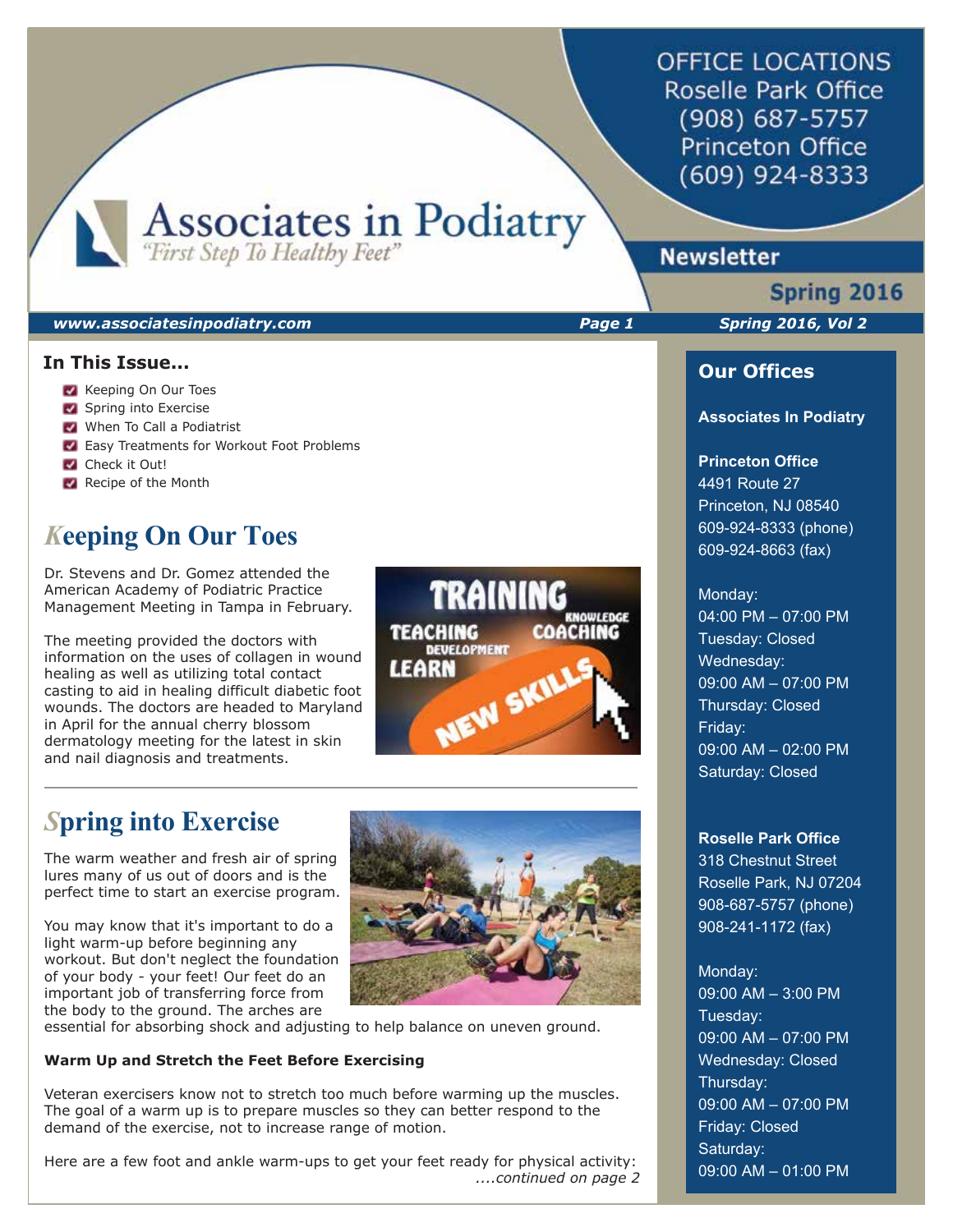OFFICE LOCATIONS
Roselle Park Office
(908) 687-5757
Princeton Office
(609) 924-8333

# Associates in Podiatry

*"First Step To Healthy Feet"*

## Newsletter

**Spring 2016**

***www.associatesinpodiatry.com*** ***Spring 2016, Vol 2***

### In This Issue...

- Keeping On Our Toes
- Spring into Exercise
- When To Call a Podiatrist
- Easy Treatments for Workout Foot Problems
- Check it Out!
- Recipe of the Month

## Keeping On Our Toes

Dr. Stevens and Dr. Gomez attended the American Academy of Podiatric Practice Management Meeting in Tampa in February.

The meeting provided the doctors with information on the uses of collagen in wound healing as well as utilizing total contact casting to aid in healing difficult diabetic foot wounds. The doctors are headed to Maryland in April for the annual cherry blossom dermatology meeting for the latest in skin and nail diagnosis and treatments.

## Spring into Exercise

The warm weather and fresh air of spring lures many of us out of doors and is the perfect time to start an exercise program.

You may know that it's important to do a light warm-up before beginning any workout. But don't neglect the foundation of your body - your feet! Our feet do an important job of transferring force from the body to the ground. The arches are essential for absorbing shock and adjusting to help balance on uneven ground.

**Warm Up and Stretch the Feet Before Exercising**

Veteran exercisers know not to stretch too much before warming up the muscles. The goal of a warm up is to prepare muscles so they can better respond to the demand of the exercise, not to increase range of motion.

Here are a few foot and ankle warm-ups to get your feet ready for physical activity:

*....continued on page 2*

### Our Offices

**Associates In Podiatry**

**Princeton Office**
4491 Route 27
Princeton, NJ 08540
609-924-8333 (phone)
609-924-8663 (fax)

Monday:
04:00 PM – 07:00 PM
Tuesday: Closed
Wednesday:
09:00 AM – 07:00 PM
Thursday: Closed
Friday:
09:00 AM – 02:00 PM
Saturday: Closed

**Roselle Park Office**
318 Chestnut Street
Roselle Park, NJ 07204
908-687-5757 (phone)
908-241-1172 (fax)

Monday:
09:00 AM – 3:00 PM
Tuesday:
09:00 AM – 07:00 PM
Wednesday: Closed
Thursday:
09:00 AM – 07:00 PM
Friday: Closed
Saturday:
09:00 AM – 01:00 PM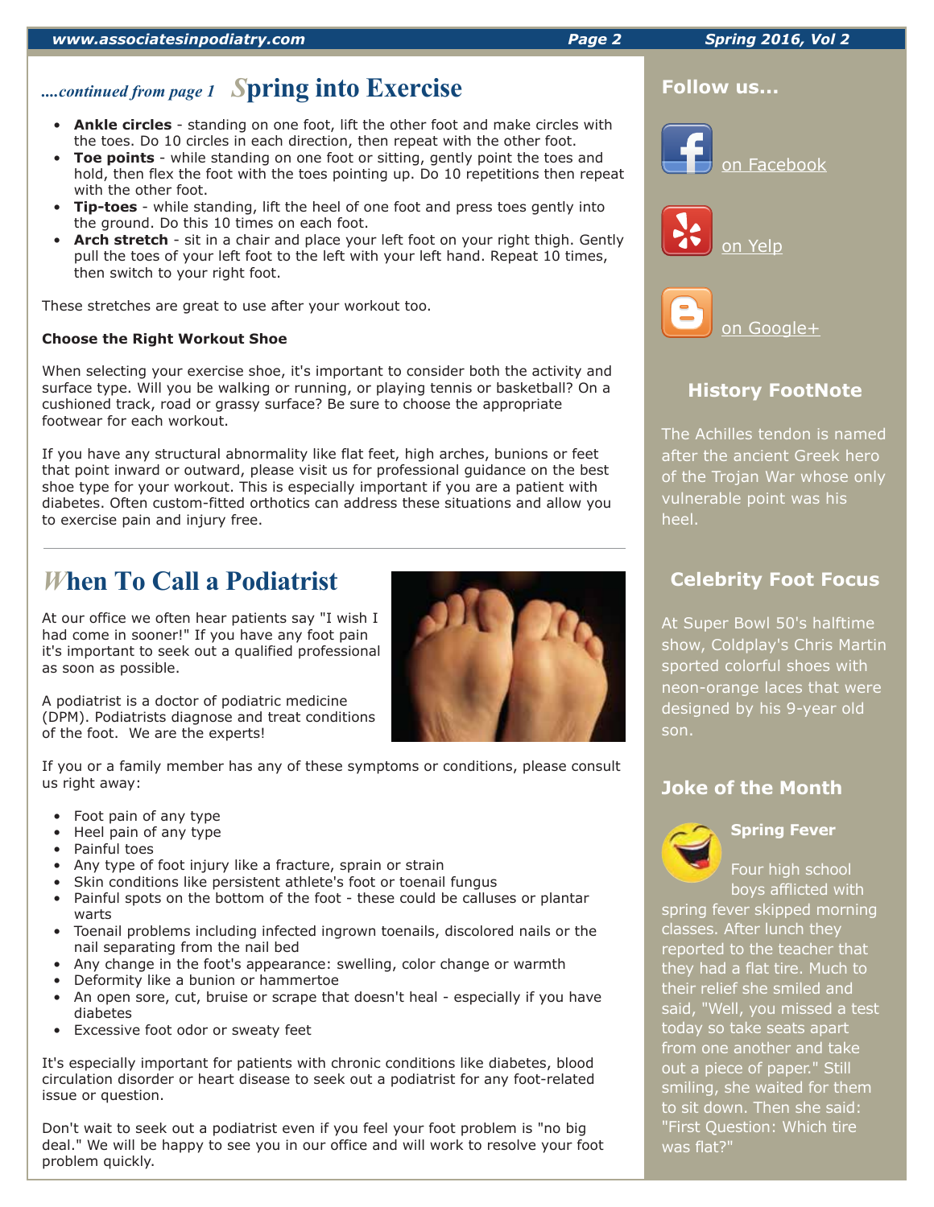*....continued from page 1* 

## Spring into Exercise

- **Ankle circles** - standing on one foot, lift the other foot and make circles with the toes. Do 10 circles in each direction, then repeat with the other foot.
- **Toe points** - while standing on one foot or sitting, gently point the toes and hold, then flex the foot with the toes pointing up. Do 10 repetitions then repeat with the other foot.
- **Tip-toes** - while standing, lift the heel of one foot and press toes gently into the ground. Do this 10 times on each foot.
- **Arch stretch** - sit in a chair and place your left foot on your right thigh. Gently pull the toes of your left foot to the left with your left hand. Repeat 10 times, then switch to your right foot.

These stretches are great to use after your workout too.

**Choose the Right Workout Shoe**

When selecting your exercise shoe, it's important to consider both the activity and surface type. Will you be walking or running, or playing tennis or basketball? On a cushioned track, road or grassy surface? Be sure to choose the appropriate footwear for each workout.

If you have any structural abnormality like flat feet, high arches, bunions or feet that point inward or outward, please visit us for professional guidance on the best shoe type for your workout. This is especially important if you are a patient with diabetes. Often custom-fitted orthotics can address these situations and allow you to exercise pain and injury free.

## When To Call a Podiatrist

At our office we often hear patients say "I wish I had come in sooner!" If you have any foot pain it's important to seek out a qualified professional as soon as possible.

A podiatrist is a doctor of podiatric medicine (DPM). Podiatrists diagnose and treat conditions of the foot. We are the experts!

If you or a family member has any of these symptoms or conditions, please consult us right away:

- Foot pain of any type
- Heel pain of any type
- Painful toes
- Any type of foot injury like a fracture, sprain or strain
- Skin conditions like persistent athlete's foot or toenail fungus
- Painful spots on the bottom of the foot - these could be calluses or plantar warts
- Toenail problems including infected ingrown toenails, discolored nails or the nail separating from the nail bed
- Any change in the foot's appearance: swelling, color change or warmth
- Deformity like a bunion or hammertoe
- An open sore, cut, bruise or scrape that doesn't heal - especially if you have diabetes
- Excessive foot odor or sweaty feet

It's especially important for patients with chronic conditions like diabetes, blood circulation disorder or heart disease to seek out a podiatrist for any foot-related issue or question.

Don't wait to seek out a podiatrist even if you feel your foot problem is "no big deal." We will be happy to see you in our office and will work to resolve your foot problem quickly.

### Follow us...

on Facebook

on Yelp

on Google+

### History FootNote

The Achilles tendon is named after the ancient Greek hero of the Trojan War whose only vulnerable point was his heel.

### Celebrity Foot Focus

At Super Bowl 50's halftime show, Coldplay's Chris Martin sported colorful shoes with neon-orange laces that were designed by his 9-year old son.

### Joke of the Month

**Spring Fever**

Four high school boys afflicted with spring fever skipped morning classes. After lunch they reported to the teacher that they had a flat tire. Much to their relief she smiled and said, "Well, you missed a test today so take seats apart from one another and take out a piece of paper." Still smiling, she waited for them to sit down. Then she said: "First Question: Which tire was flat?"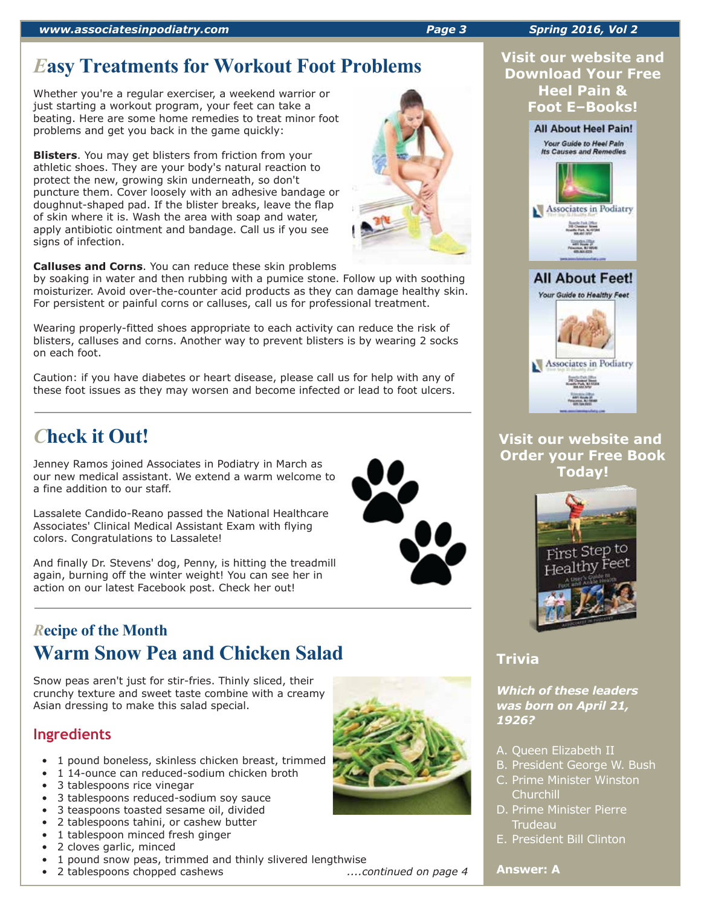# Easy Treatments for Workout Foot Problems

Whether you're a regular exerciser, a weekend warrior or just starting a workout program, your feet can take a beating. Here are some home remedies to treat minor foot problems and get you back in the game quickly:

**Blisters**. You may get blisters from friction from your athletic shoes. They are your body's natural reaction to protect the new, growing skin underneath, so don't puncture them. Cover loosely with an adhesive bandage or doughnut-shaped pad. If the blister breaks, leave the flap of skin where it is. Wash the area with soap and water, apply antibiotic ointment and bandage. Call us if you see signs of infection.

**Calluses and Corns**. You can reduce these skin problems by soaking in water and then rubbing with a pumice stone. Follow up with soothing moisturizer. Avoid over-the-counter acid products as they can damage healthy skin. For persistent or painful corns or calluses, call us for professional treatment.

Wearing properly-fitted shoes appropriate to each activity can reduce the risk of blisters, calluses and corns. Another way to prevent blisters is by wearing 2 socks on each foot.

Caution: if you have diabetes or heart disease, please call us for help with any of these foot issues as they may worsen and become infected or lead to foot ulcers.

# Check it Out!

Jenney Ramos joined Associates in Podiatry in March as our new medical assistant. We extend a warm welcome to a fine addition to our staff.

Lassalete Candido-Reano passed the National Healthcare Associates' Clinical Medical Assistant Exam with flying colors. Congratulations to Lassalete!

And finally Dr. Stevens' dog, Penny, is hitting the treadmill again, burning off the winter weight! You can see her in action on our latest Facebook post. Check her out!

## Recipe of the Month

# Warm Snow Pea and Chicken Salad

Snow peas aren't just for stir-fries. Thinly sliced, their crunchy texture and sweet taste combine with a creamy Asian dressing to make this salad special.

### Ingredients

- 1 pound boneless, skinless chicken breast, trimmed
- 1 14-ounce can reduced-sodium chicken broth
- 3 tablespoons rice vinegar
- 3 tablespoons reduced-sodium soy sauce
- 3 teaspoons toasted sesame oil, divided
- 2 tablespoons tahini, or cashew butter
- 1 tablespoon minced fresh ginger
- 2 cloves garlic, minced
- 1 pound snow peas, trimmed and thinly slivered lengthwise
- 2 tablespoons chopped cashews

*....continued on page 4*

**Visit our website and Download Your Free Heel Pain & Foot E–Books!**

All About Heel Pain! *Your Guide to Heel Pain Its Causes and Remedies* — Associates in Podiatry

All About Feet! *Your Guide to Healthy Feet* — Associates in Podiatry

**Visit our website and Order your Free Book Today!**

First Step to Healthy Feet — A User's Guide to Foot and Ankle Health

## Trivia

***Which of these leaders was born on April 21, 1926?***

A. Queen Elizabeth II
B. President George W. Bush
C. Prime Minister Winston Churchill
D. Prime Minister Pierre Trudeau
E. President Bill Clinton

**Answer: A**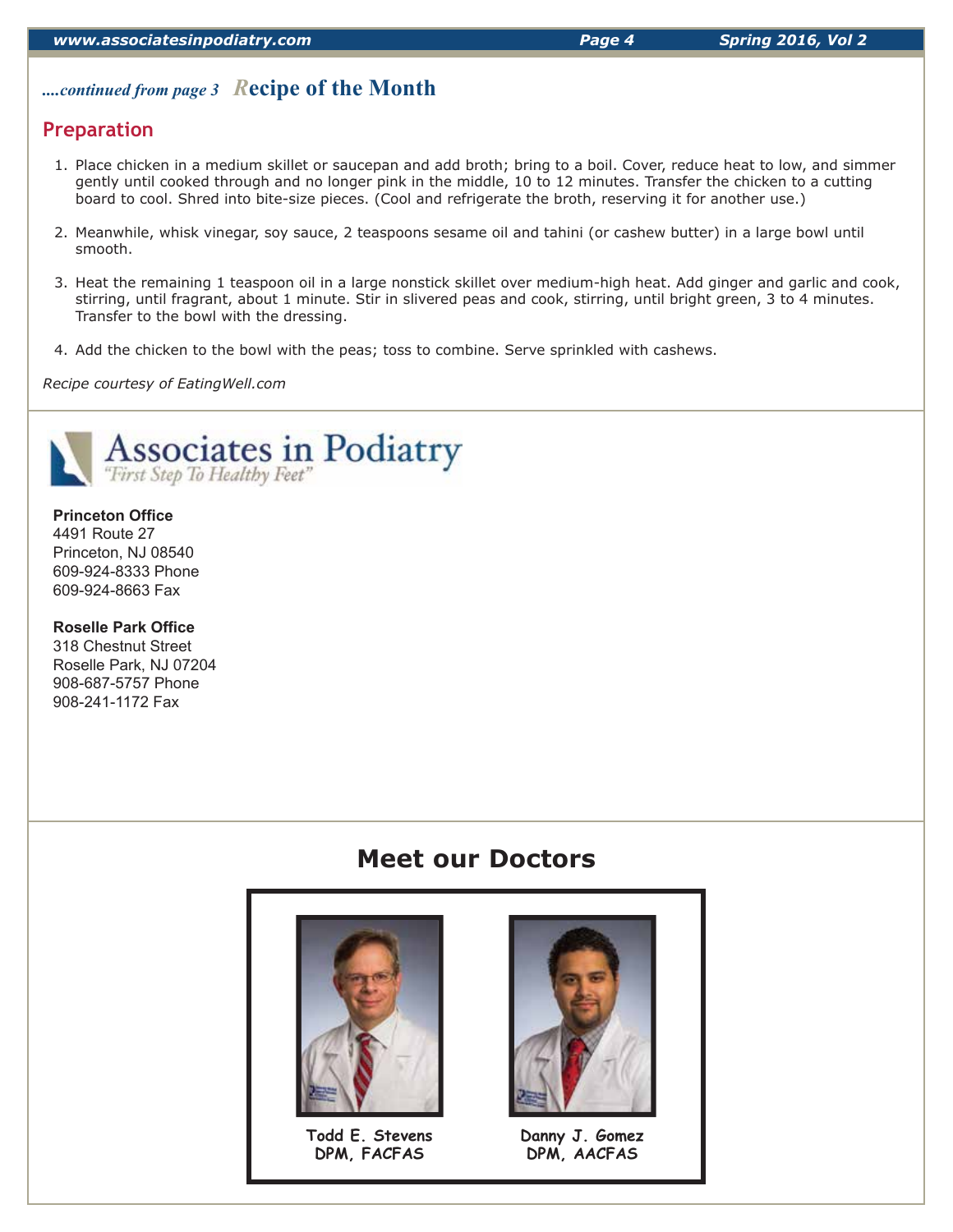*....continued from page 3* **Recipe of the Month**

## Preparation

1. Place chicken in a medium skillet or saucepan and add broth; bring to a boil. Cover, reduce heat to low, and simmer gently until cooked through and no longer pink in the middle, 10 to 12 minutes. Transfer the chicken to a cutting board to cool. Shred into bite-size pieces. (Cool and refrigerate the broth, reserving it for another use.)
2. Meanwhile, whisk vinegar, soy sauce, 2 teaspoons sesame oil and tahini (or cashew butter) in a large bowl until smooth.
3. Heat the remaining 1 teaspoon oil in a large nonstick skillet over medium-high heat. Add ginger and garlic and cook, stirring, until fragrant, about 1 minute. Stir in slivered peas and cook, stirring, until bright green, 3 to 4 minutes. Transfer to the bowl with the dressing.
4. Add the chicken to the bowl with the peas; toss to combine. Serve sprinkled with cashews.

*Recipe courtesy of EatingWell.com*

**Associates in Podiatry**
*"First Step To Healthy Feet"*

**Princeton Office**
4491 Route 27
Princeton, NJ 08540
609-924-8333 Phone
609-924-8663 Fax

**Roselle Park Office**
318 Chestnut Street
Roselle Park, NJ 07204
908-687-5757 Phone
908-241-1172 Fax

## Meet our Doctors

**Todd E. Stevens**
**DPM, FACFAS**

**Danny J. Gomez**
**DPM, AACFAS**